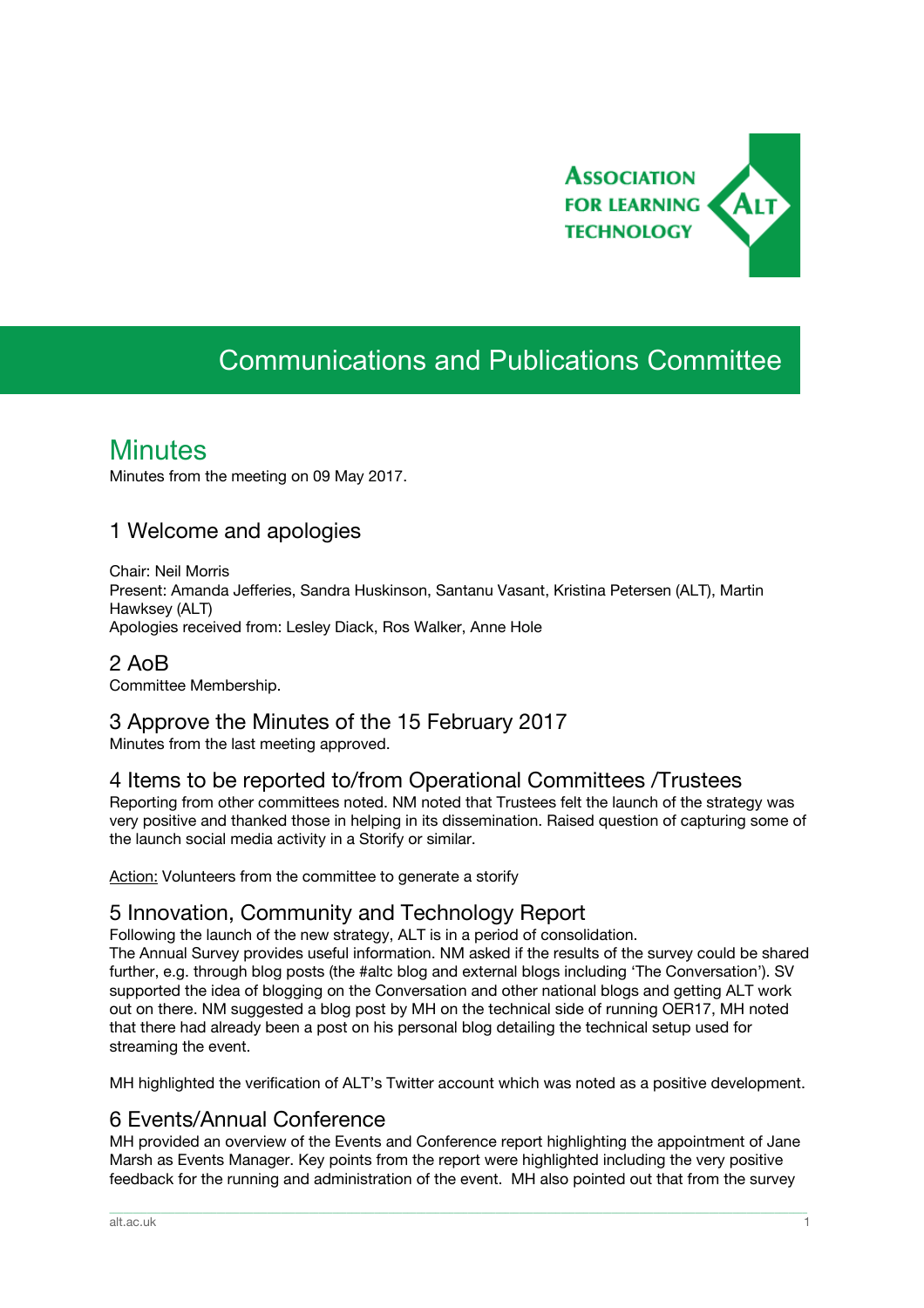# Communications and Publications Committee

## Minutes

Minutes from the meeting on 09 May 2017.

### 1 Welcome and apologies

Chair: Neil Morris
Present: Amanda Jefferies, Sandra Huskinson, Santanu Vasant, Kristina Petersen (ALT), Martin Hawksey (ALT)
Apologies received from: Lesley Diack, Ros Walker, Anne Hole

### 2 AoB

Committee Membership.

### 3 Approve the Minutes of the 15 February 2017

Minutes from the last meeting approved.

### 4 Items to be reported to/from Operational Committees /Trustees

Reporting from other committees noted. NM noted that Trustees felt the launch of the strategy was very positive and thanked those in helping in its dissemination. Raised question of capturing some of the launch social media activity in a Storify or similar.

Action: Volunteers from the committee to generate a storify

### 5 Innovation, Community and Technology Report

Following the launch of the new strategy, ALT is in a period of consolidation.
The Annual Survey provides useful information. NM asked if the results of the survey could be shared further, e.g. through blog posts (the #altc blog and external blogs including 'The Conversation'). SV supported the idea of blogging on the Conversation and other national blogs and getting ALT work out on there. NM suggested a blog post by MH on the technical side of running OER17, MH noted that there had already been a post on his personal blog detailing the technical setup used for streaming the event.

MH highlighted the verification of ALT's Twitter account which was noted as a positive development.

### 6 Events/Annual Conference

MH provided an overview of the Events and Conference report highlighting the appointment of Jane Marsh as Events Manager. Key points from the report were highlighted including the very positive feedback for the running and administration of the event. MH also pointed out that from the survey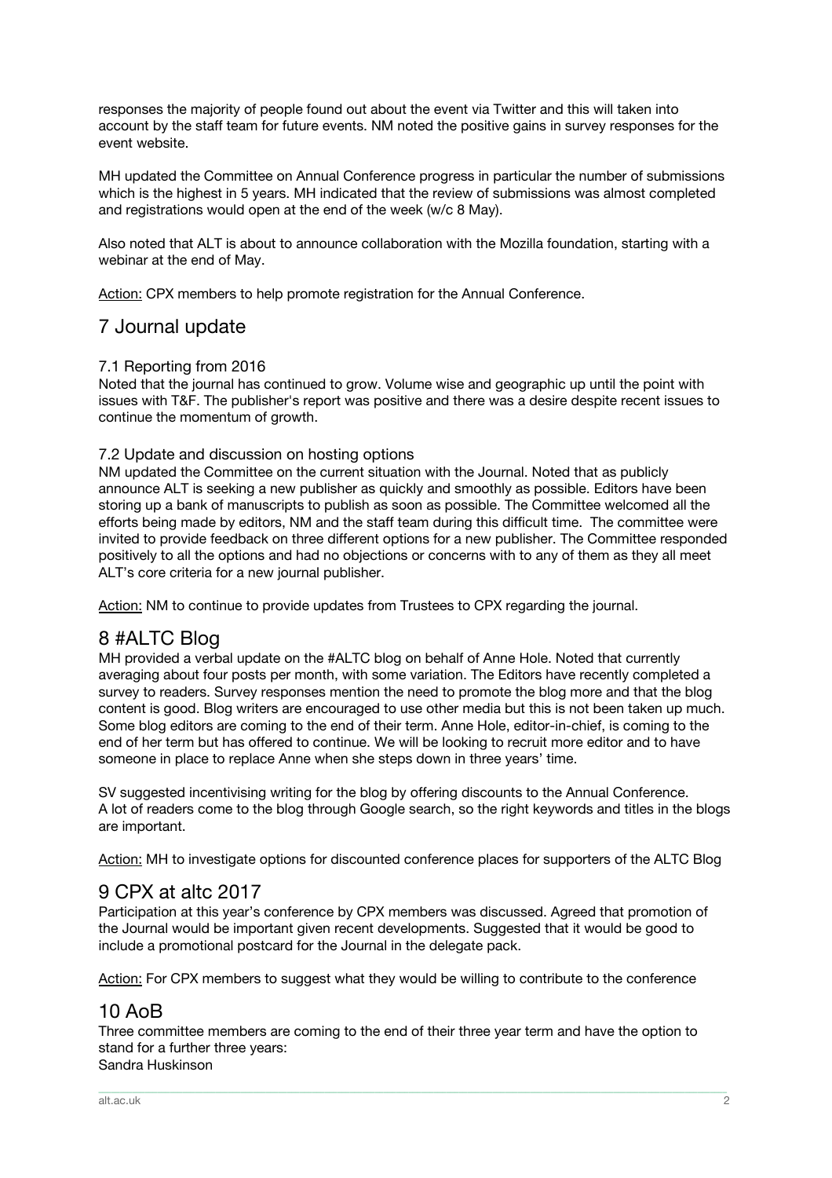responses the majority of people found out about the event via Twitter and this will taken into account by the staff team for future events. NM noted the positive gains in survey responses for the event website.

MH updated the Committee on Annual Conference progress in particular the number of submissions which is the highest in 5 years. MH indicated that the review of submissions was almost completed and registrations would open at the end of the week (w/c 8 May).

Also noted that ALT is about to announce collaboration with the Mozilla foundation, starting with a webinar at the end of May.

<u>Action:</u> CPX members to help promote registration for the Annual Conference.

## 7 Journal update

### 7.1 Reporting from 2016

Noted that the journal has continued to grow. Volume wise and geographic up until the point with issues with T&F. The publisher's report was positive and there was a desire despite recent issues to continue the momentum of growth.

### 7.2 Update and discussion on hosting options

NM updated the Committee on the current situation with the Journal. Noted that as publicly announce ALT is seeking a new publisher as quickly and smoothly as possible. Editors have been storing up a bank of manuscripts to publish as soon as possible. The Committee welcomed all the efforts being made by editors, NM and the staff team during this difficult time. The committee were invited to provide feedback on three different options for a new publisher. The Committee responded positively to all the options and had no objections or concerns with to any of them as they all meet ALT's core criteria for a new journal publisher.

<u>Action:</u> NM to continue to provide updates from Trustees to CPX regarding the journal.

## 8 #ALTC Blog

MH provided a verbal update on the #ALTC blog on behalf of Anne Hole. Noted that currently averaging about four posts per month, with some variation. The Editors have recently completed a survey to readers. Survey responses mention the need to promote the blog more and that the blog content is good. Blog writers are encouraged to use other media but this is not been taken up much. Some blog editors are coming to the end of their term. Anne Hole, editor-in-chief, is coming to the end of her term but has offered to continue. We will be looking to recruit more editor and to have someone in place to replace Anne when she steps down in three years' time.

SV suggested incentivising writing for the blog by offering discounts to the Annual Conference. A lot of readers come to the blog through Google search, so the right keywords and titles in the blogs are important.

<u>Action:</u> MH to investigate options for discounted conference places for supporters of the ALTC Blog

## 9 CPX at altc 2017

Participation at this year's conference by CPX members was discussed. Agreed that promotion of the Journal would be important given recent developments. Suggested that it would be good to include a promotional postcard for the Journal in the delegate pack.

<u>Action:</u> For CPX members to suggest what they would be willing to contribute to the conference

## 10 AoB

Three committee members are coming to the end of their three year term and have the option to stand for a further three years:
Sandra Huskinson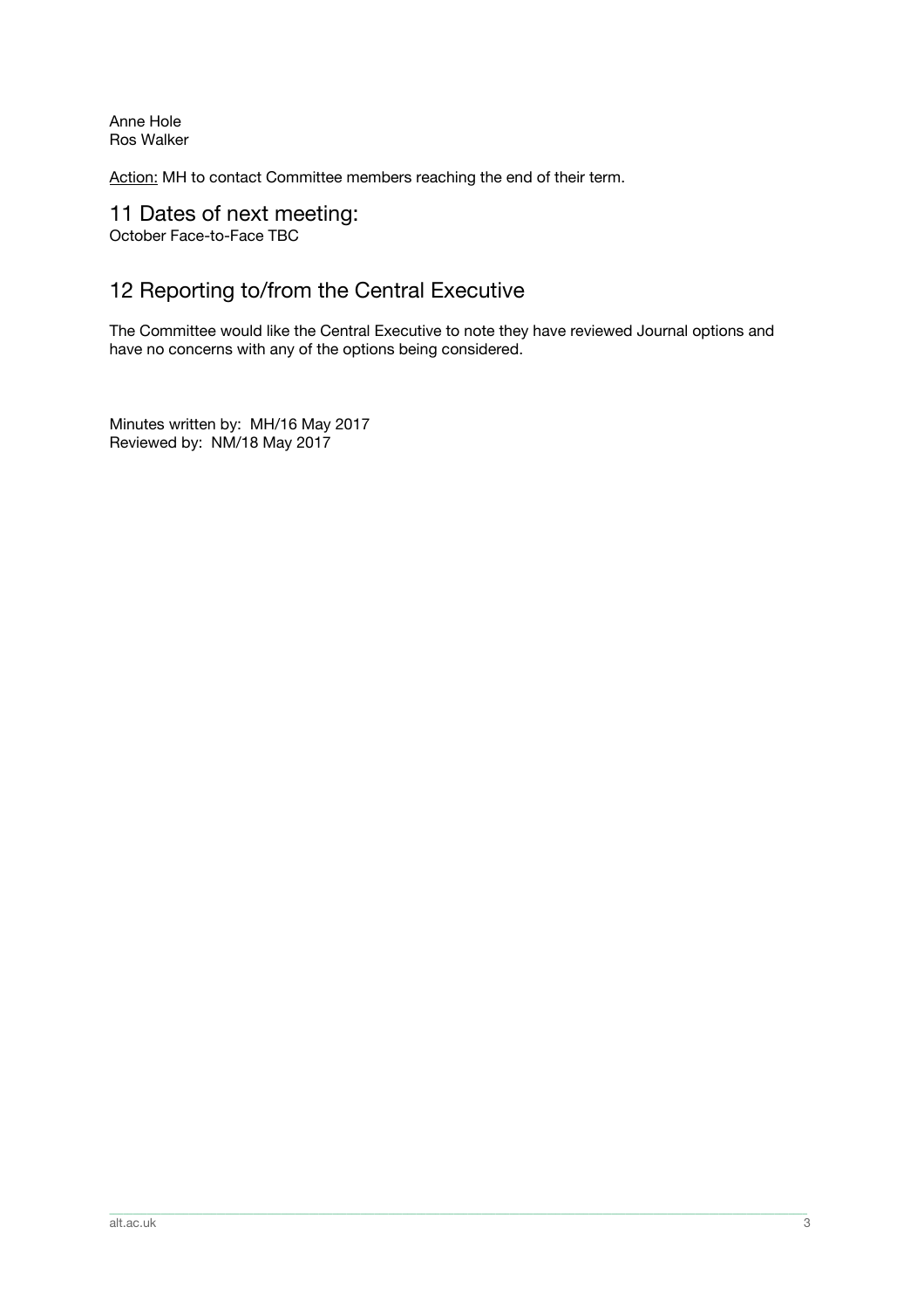Anne Hole
Ros Walker

Action: MH to contact Committee members reaching the end of their term.

## 11 Dates of next meeting:

October Face-to-Face TBC

## 12 Reporting to/from the Central Executive

The Committee would like the Central Executive to note they have reviewed Journal options and have no concerns with any of the options being considered.

Minutes written by: MH/16 May 2017
Reviewed by: NM/18 May 2017